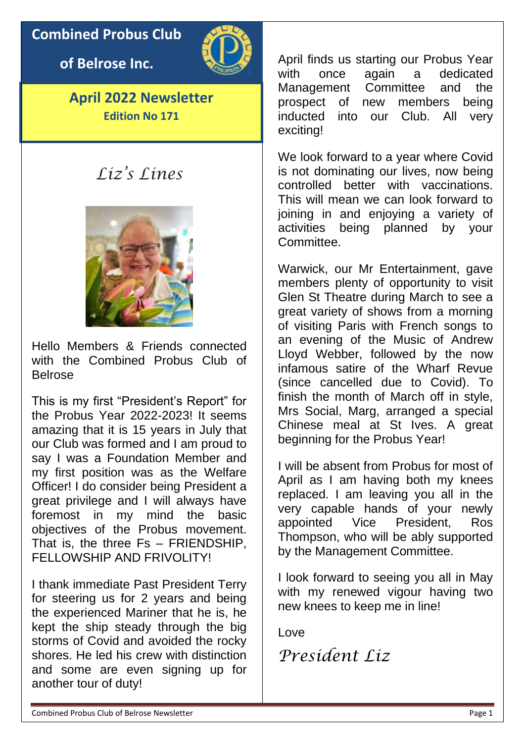# Combined Probus Club of Belrose Inc.

## April 2022 Newsletter

**Edition No 171**

## *Liz's Lines*

Hello Members & Friends connected with the Combined Probus Club of Belrose

This is my first "President's Report" for the Probus Year 2022-2023! It seems amazing that it is 15 years in July that our Club was formed and I am proud to say I was a Foundation Member and my first position was as the Welfare Officer! I do consider being President a great privilege and I will always have foremost in my mind the basic objectives of the Probus movement. That is, the three Fs – FRIENDSHIP, FELLOWSHIP AND FRIVOLITY!

I thank immediate Past President Terry for steering us for 2 years and being the experienced Mariner that he is, he kept the ship steady through the big storms of Covid and avoided the rocky shores. He led his crew with distinction and some are even signing up for another tour of duty!

April finds us starting our Probus Year with once again a dedicated Management Committee and the prospect of new members being inducted into our Club. All very exciting!

We look forward to a year where Covid is not dominating our lives, now being controlled better with vaccinations. This will mean we can look forward to joining in and enjoying a variety of activities being planned by your Committee.

Warwick, our Mr Entertainment, gave members plenty of opportunity to visit Glen St Theatre during March to see a great variety of shows from a morning of visiting Paris with French songs to an evening of the Music of Andrew Lloyd Webber, followed by the now infamous satire of the Wharf Revue (since cancelled due to Covid). To finish the month of March off in style, Mrs Social, Marg, arranged a special Chinese meal at St Ives. A great beginning for the Probus Year!

I will be absent from Probus for most of April as I am having both my knees replaced. I am leaving you all in the very capable hands of your newly appointed Vice President, Ros Thompson, who will be ably supported by the Management Committee.

I look forward to seeing you all in May with my renewed vigour having two new knees to keep me in line!

Love

*President Liz*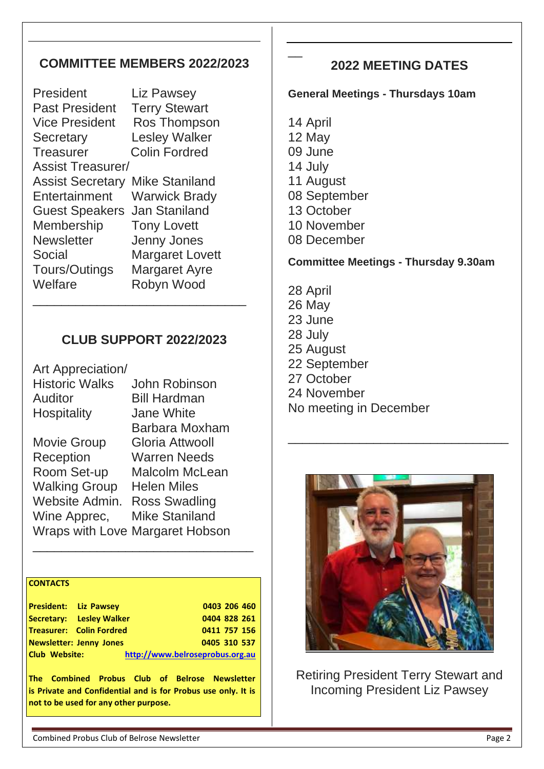## COMMITTEE MEMBERS 2022/2023

| | |
|---|---|
| President | Liz Pawsey |
| Past President | Terry Stewart |
| Vice President | Ros Thompson |
| Secretary | Lesley Walker |
| Treasurer | Colin Fordred |
| Assist Treasurer/ Assist Secretary | Mike Staniland |
| Entertainment | Warwick Brady |
| Guest Speakers | Jan Staniland |
| Membership | Tony Lovett |
| Newsletter | Jenny Jones |
| Social | Margaret Lovett |
| Tours/Outings | Margaret Ayre |
| Welfare | Robyn Wood |

## CLUB SUPPORT 2022/2023

| | |
|---|---|
| Art Appreciation/ Historic Walks | John Robinson |
| Auditor | Bill Hardman |
| Hospitality | Jane White<br>Barbara Moxham |
| Movie Group | Gloria Attwooll |
| Reception | Warren Needs |
| Room Set-up | Malcolm McLean |
| Walking Group | Helen Miles |
| Website Admin. | Ross Swadling |
| Wine Apprec, | Mike Staniland |
| Wraps with Love | Margaret Hobson |

**CONTACTS**

| | |
|---|---|
| **President: Liz Pawsey** | **0403 206 460** |
| **Secretary: Lesley Walker** | **0404 828 261** |
| **Treasurer: Colin Fordred** | **0411 757 156** |
| **Newsletter: Jenny Jones** | **0405 310 537** |
| **Club Website:** | **http://www.belroseprobus.org.au** |

**The Combined Probus Club of Belrose Newsletter is Private and Confidential and is for Probus use only. It is not to be used for any other purpose.**

## 2022 MEETING DATES

**General Meetings - Thursdays 10am**

14 April
12 May
09 June
14 July
11 August
08 September
13 October
10 November
08 December

**Committee Meetings - Thursday 9.30am**

28 April
26 May
23 June
28 July
25 August
22 September
27 October
24 November
No meeting in December

Retiring President Terry Stewart and Incoming President Liz Pawsey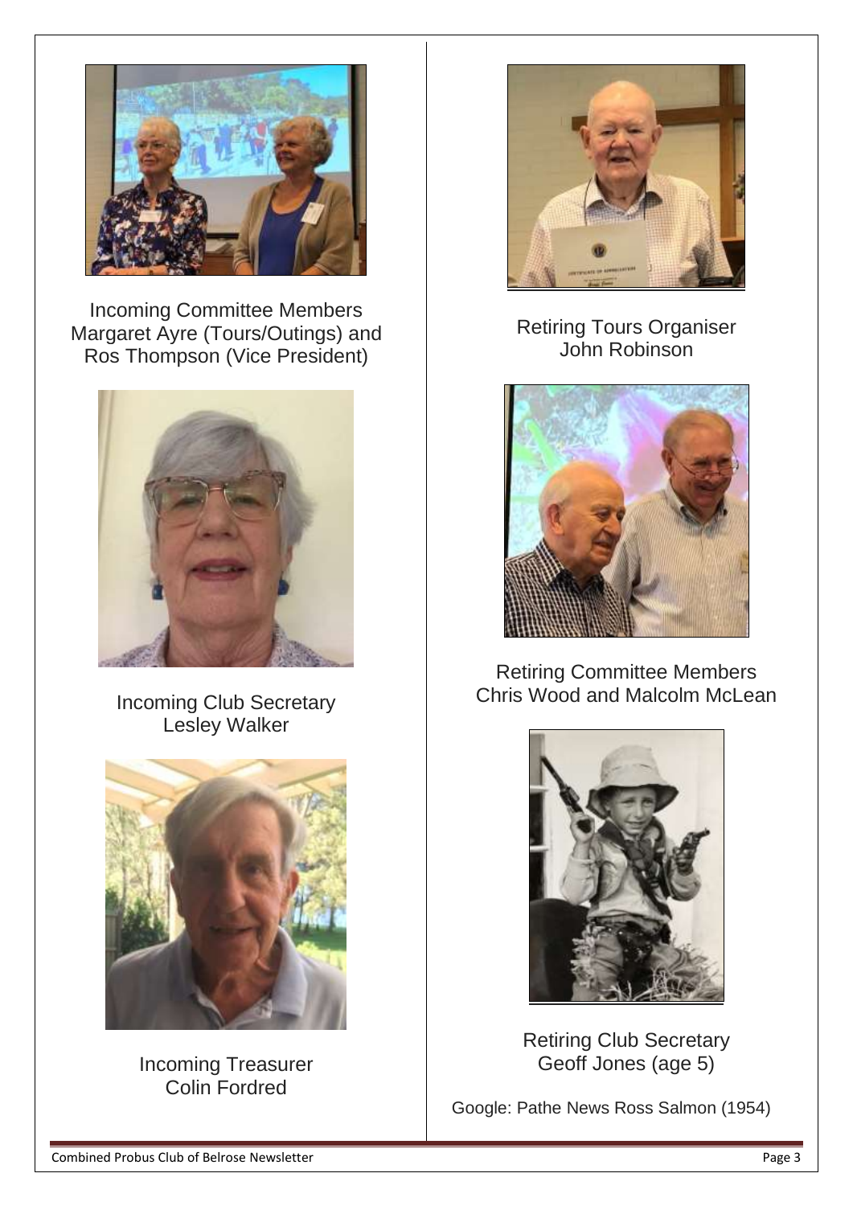Incoming Committee Members
Margaret Ayre (Tours/Outings) and
Ros Thompson (Vice President)

Incoming Club Secretary
Lesley Walker

Incoming Treasurer
Colin Fordred

Retiring Tours Organiser
John Robinson

Retiring Committee Members
Chris Wood and Malcolm McLean

Retiring Club Secretary
Geoff Jones (age 5)

Google: Pathe News Ross Salmon (1954)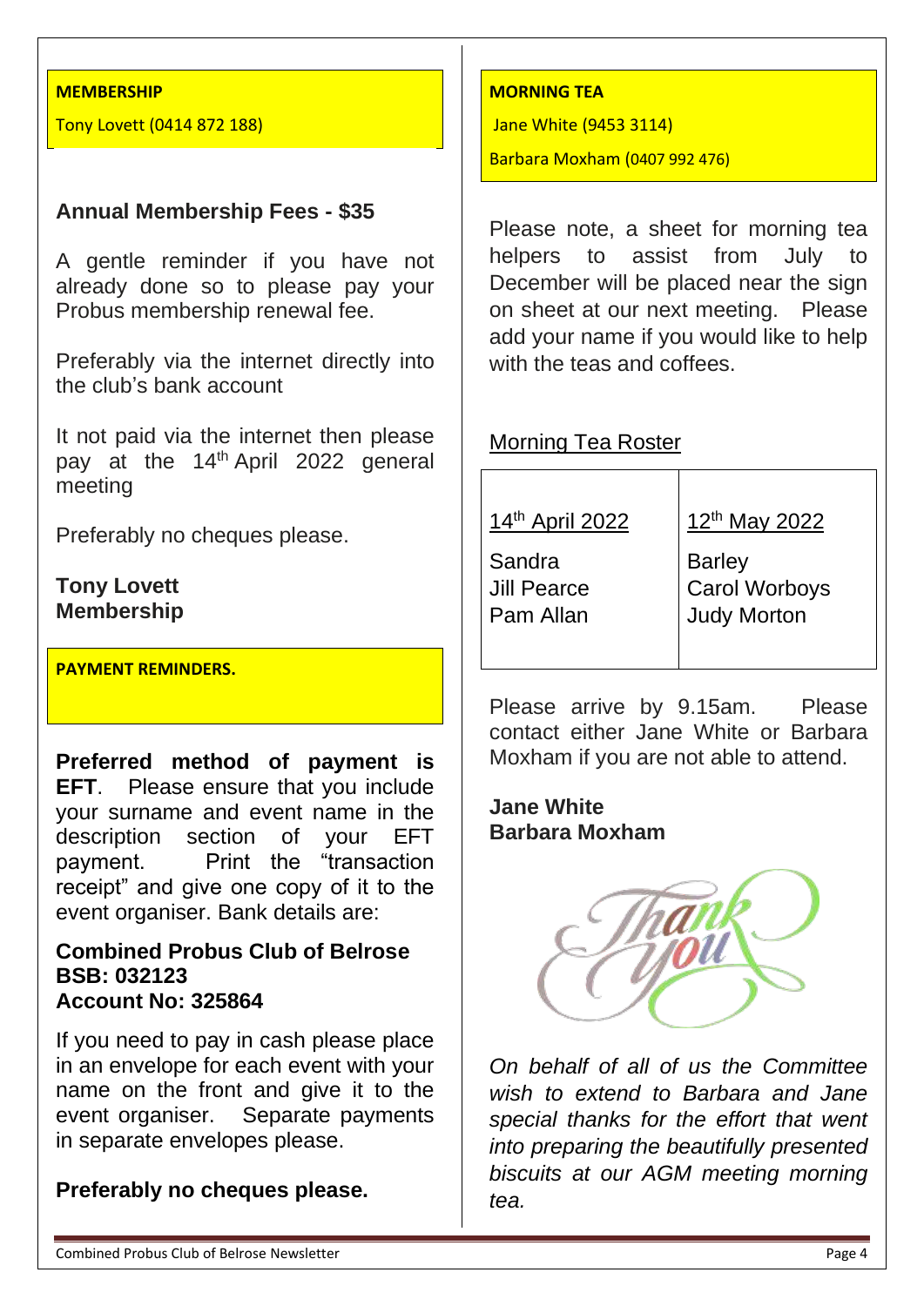**MEMBERSHIP**

Tony Lovett (0414 872 188)

### Annual Membership Fees - $35

A gentle reminder if you have not already done so to please pay your Probus membership renewal fee.

Preferably via the internet directly into the club's bank account

It not paid via the internet then please pay at the 14th April 2022 general meeting

Preferably no cheques please.

**Tony Lovett**
**Membership**

**PAYMENT REMINDERS.**

**Preferred method of payment is EFT**. Please ensure that you include your surname and event name in the description section of your EFT payment. Print the "transaction receipt" and give one copy of it to the event organiser. Bank details are:

**Combined Probus Club of Belrose**
**BSB: 032123**
**Account No: 325864**

If you need to pay in cash please place in an envelope for each event with your name on the front and give it to the event organiser. Separate payments in separate envelopes please.

**Preferably no cheques please.**

**MORNING TEA**

Jane White (9453 3114)

Barbara Moxham (0407 992 476)

Please note, a sheet for morning tea helpers to assist from July to December will be placed near the sign on sheet at our next meeting. Please add your name if you would like to help with the teas and coffees.

Morning Tea Roster

| 14th April 2022 | 12th May 2022 |
|---|---|
| Sandra<br>Jill Pearce<br>Pam Allan | Barley<br>Carol Worboys<br>Judy Morton |

Please arrive by 9.15am. Please contact either Jane White or Barbara Moxham if you are not able to attend.

**Jane White**
**Barbara Moxham**

*On behalf of all of us the Committee wish to extend to Barbara and Jane special thanks for the effort that went into preparing the beautifully presented biscuits at our AGM meeting morning tea.*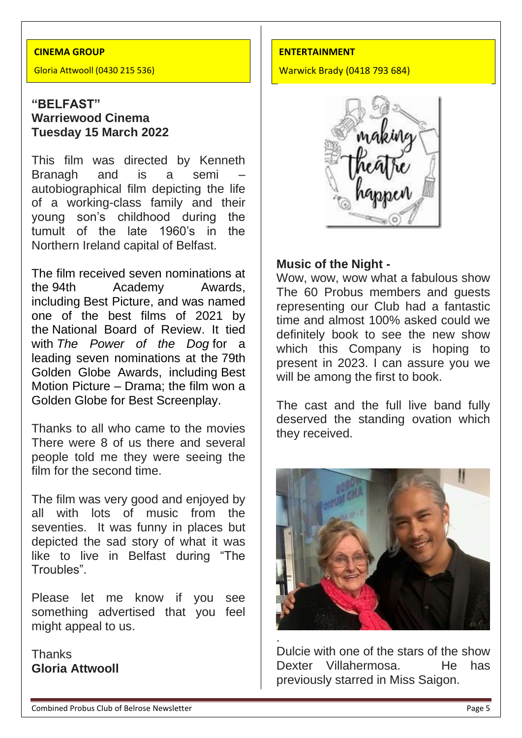## CINEMA GROUP

Gloria Attwooll (0430 215 536)

### "BELFAST"
### Warriewood Cinema
### Tuesday 15 March 2022

This film was directed by Kenneth Branagh and is a semi – autobiographical film depicting the life of a working-class family and their young son's childhood during the tumult of the late 1960's in the Northern Ireland capital of Belfast.

The film received seven nominations at the 94th Academy Awards, including Best Picture, and was named one of the best films of 2021 by the National Board of Review. It tied with *The Power of the Dog* for a leading seven nominations at the 79th Golden Globe Awards, including Best Motion Picture – Drama; the film won a Golden Globe for Best Screenplay.

Thanks to all who came to the movies There were 8 of us there and several people told me they were seeing the film for the second time.

The film was very good and enjoyed by all with lots of music from the seventies. It was funny in places but depicted the sad story of what it was like to live in Belfast during "The Troubles".

Please let me know if you see something advertised that you feel might appeal to us.

Thanks
**Gloria Attwooll**

## ENTERTAINMENT

Warwick Brady (0418 793 684)

### Music of the Night -

Wow, wow, wow what a fabulous show The 60 Probus members and guests representing our Club had a fantastic time and almost 100% asked could we definitely book to see the new show which this Company is hoping to present in 2023. I can assure you we will be among the first to book.

The cast and the full live band fully deserved the standing ovation which they received.

.
Dulcie with one of the stars of the show Dexter Villahermosa. He has previously starred in Miss Saigon.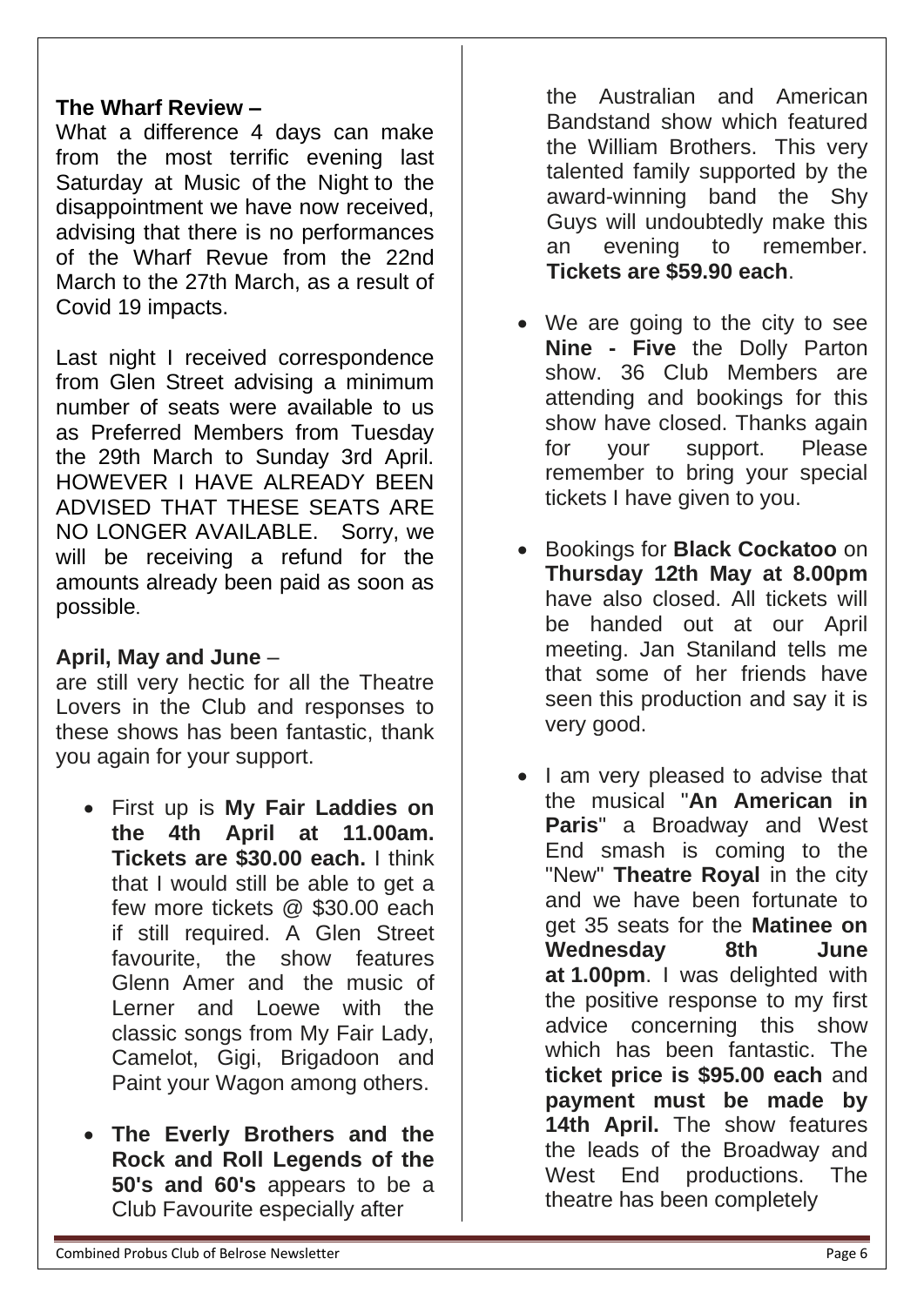**The Wharf Review –**
What a difference 4 days can make from the most terrific evening last Saturday at Music of the Night to the disappointment we have now received, advising that there is no performances of the Wharf Revue from the 22nd March to the 27th March, as a result of Covid 19 impacts.

Last night I received correspondence from Glen Street advising a minimum number of seats were available to us as Preferred Members from Tuesday the 29th March to Sunday 3rd April. HOWEVER I HAVE ALREADY BEEN ADVISED THAT THESE SEATS ARE NO LONGER AVAILABLE. Sorry, we will be receiving a refund for the amounts already been paid as soon as possible.

**April, May and June** –
are still very hectic for all the Theatre Lovers in the Club and responses to these shows has been fantastic, thank you again for your support.

- First up is **My Fair Laddies on the 4th April at 11.00am. Tickets are $30.00 each.** I think that I would still be able to get a few more tickets @ $30.00 each if still required. A Glen Street favourite, the show features Glenn Amer and the music of Lerner and Loewe with the classic songs from My Fair Lady, Camelot, Gigi, Brigadoon and Paint your Wagon among others.

- **The Everly Brothers and the Rock and Roll Legends of the 50's and 60's** appears to be a Club Favourite especially after the Australian and American Bandstand show which featured the William Brothers. This very talented family supported by the award-winning band the Shy Guys will undoubtedly make this an evening to remember. **Tickets are $59.90 each**.

- We are going to the city to see **Nine - Five** the Dolly Parton show. 36 Club Members are attending and bookings for this show have closed. Thanks again for your support. Please remember to bring your special tickets I have given to you.

- Bookings for **Black Cockatoo** on **Thursday 12th May at 8.00pm** have also closed. All tickets will be handed out at our April meeting. Jan Staniland tells me that some of her friends have seen this production and say it is very good.

- I am very pleased to advise that the musical "**An American in Paris**" a Broadway and West End smash is coming to the "New" **Theatre Royal** in the city and we have been fortunate to get 35 seats for the **Matinee on Wednesday 8th June at 1.00pm**. I was delighted with the positive response to my first advice concerning this show which has been fantastic. The **ticket price is $95.00 each** and **payment must be made by 14th April.** The show features the leads of the Broadway and West End productions. The theatre has been completely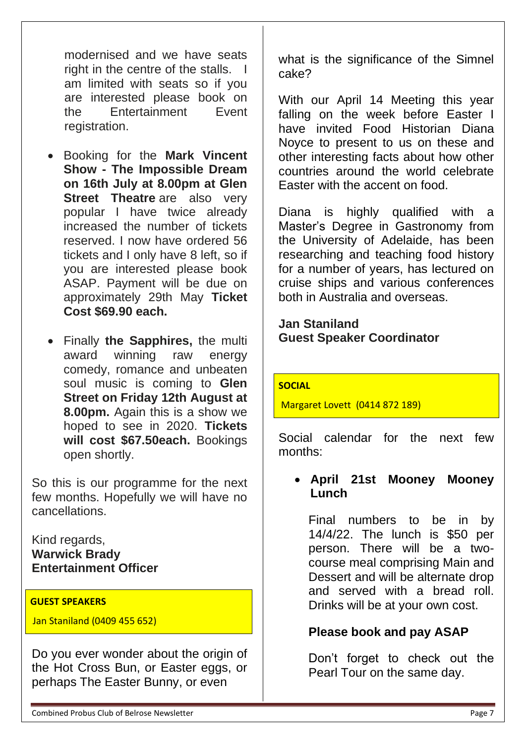modernised and we have seats right in the centre of the stalls. I am limited with seats so if you are interested please book on the Entertainment Event registration.

- Booking for the **Mark Vincent Show - The Impossible Dream on 16th July at 8.00pm at Glen Street Theatre** are also very popular I have twice already increased the number of tickets reserved. I now have ordered 56 tickets and I only have 8 left, so if you are interested please book ASAP. Payment will be due on approximately 29th May **Ticket Cost $69.90 each.**
- Finally **the Sapphires,** the multi award winning raw energy comedy, romance and unbeaten soul music is coming to **Glen Street on Friday 12th August at 8.00pm.** Again this is a show we hoped to see in 2020. **Tickets will cost $67.50each.** Bookings open shortly.

So this is our programme for the next few months. Hopefully we will have no cancellations.

Kind regards,
**Warwick Brady**
**Entertainment Officer**

## GUEST SPEAKERS

Jan Staniland (0409 455 652)

Do you ever wonder about the origin of the Hot Cross Bun, or Easter eggs, or perhaps The Easter Bunny, or even what is the significance of the Simnel cake?

With our April 14 Meeting this year falling on the week before Easter I have invited Food Historian Diana Noyce to present to us on these and other interesting facts about how other countries around the world celebrate Easter with the accent on food.

Diana is highly qualified with a Master's Degree in Gastronomy from the University of Adelaide, has been researching and teaching food history for a number of years, has lectured on cruise ships and various conferences both in Australia and overseas.

**Jan Staniland**
**Guest Speaker Coordinator**

## SOCIAL

Margaret Lovett (0414 872 189)

Social calendar for the next few months:

- **April 21st Mooney Mooney Lunch**

  Final numbers to be in by 14/4/22. The lunch is $50 per person. There will be a two-course meal comprising Main and Dessert and will be alternate drop and served with a bread roll. Drinks will be at your own cost.

  **Please book and pay ASAP**

  Don't forget to check out the Pearl Tour on the same day.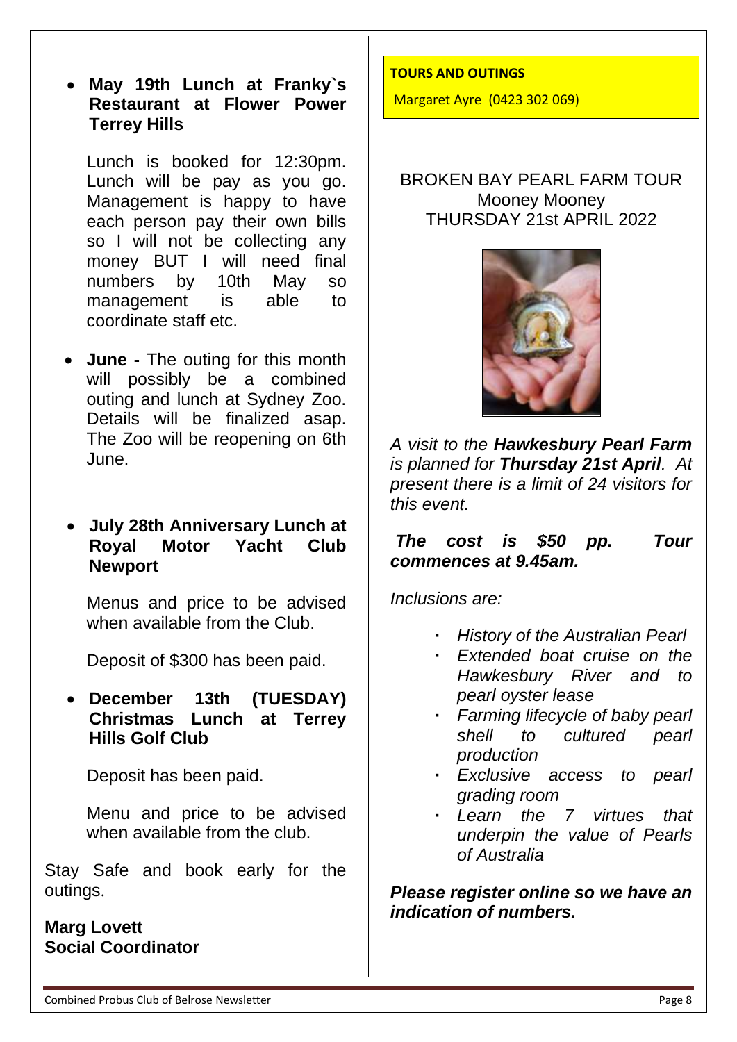- **May 19th Lunch at Franky`s Restaurant at Flower Power Terrey Hills**

  Lunch is booked for 12:30pm. Lunch will be pay as you go. Management is happy to have each person pay their own bills so I will not be collecting any money BUT I will need final numbers by 10th May so management is able to coordinate staff etc.

- **June -** The outing for this month will possibly be a combined outing and lunch at Sydney Zoo. Details will be finalized asap. The Zoo will be reopening on 6th June.

- **July 28th Anniversary Lunch at Royal Motor Yacht Club Newport**

  Menus and price to be advised when available from the Club.

  Deposit of $300 has been paid.

- **December 13th (TUESDAY) Christmas Lunch at Terrey Hills Golf Club**

  Deposit has been paid.

  Menu and price to be advised when available from the club.

Stay Safe and book early for the outings.

**Marg Lovett**
**Social Coordinator**

**TOURS AND OUTINGS**

Margaret Ayre (0423 302 069)

## BROKEN BAY PEARL FARM TOUR
## Mooney Mooney
## THURSDAY 21st APRIL 2022

*A visit to the **Hawkesbury Pearl Farm** is planned for **Thursday 21st April**. At present there is a limit of 24 visitors for this event.*

***The cost is $50 pp. Tour commences at 9.45am.***

*Inclusions are:*

- *History of the Australian Pearl*
- *Extended boat cruise on the Hawkesbury River and to pearl oyster lease*
- *Farming lifecycle of baby pearl shell to cultured pearl production*
- *Exclusive access to pearl grading room*
- *Learn the 7 virtues that underpin the value of Pearls of Australia*

***Please register online so we have an indication of numbers.***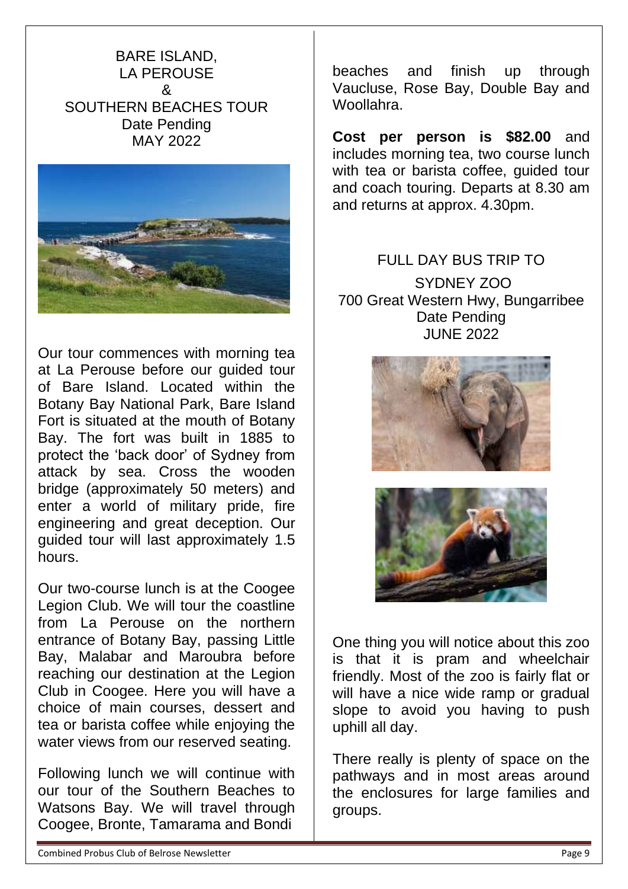## BARE ISLAND, LA PEROUSE & SOUTHERN BEACHES TOUR

Date Pending

MAY 2022

Our tour commences with morning tea at La Perouse before our guided tour of Bare Island. Located within the Botany Bay National Park, Bare Island Fort is situated at the mouth of Botany Bay. The fort was built in 1885 to protect the 'back door' of Sydney from attack by sea. Cross the wooden bridge (approximately 50 meters) and enter a world of military pride, fire engineering and great deception. Our guided tour will last approximately 1.5 hours.

Our two-course lunch is at the Coogee Legion Club. We will tour the coastline from La Perouse on the northern entrance of Botany Bay, passing Little Bay, Malabar and Maroubra before reaching our destination at the Legion Club in Coogee. Here you will have a choice of main courses, dessert and tea or barista coffee while enjoying the water views from our reserved seating.

Following lunch we will continue with our tour of the Southern Beaches to Watsons Bay. We will travel through Coogee, Bronte, Tamarama and Bondi beaches and finish up through Vaucluse, Rose Bay, Double Bay and Woollahra.

**Cost per person is $82.00** and includes morning tea, two course lunch with tea or barista coffee, guided tour and coach touring. Departs at 8.30 am and returns at approx. 4.30pm.

## FULL DAY BUS TRIP TO SYDNEY ZOO

700 Great Western Hwy, Bungarribee

Date Pending

JUNE 2022

One thing you will notice about this zoo is that it is pram and wheelchair friendly. Most of the zoo is fairly flat or will have a nice wide ramp or gradual slope to avoid you having to push uphill all day.

There really is plenty of space on the pathways and in most areas around the enclosures for large families and groups.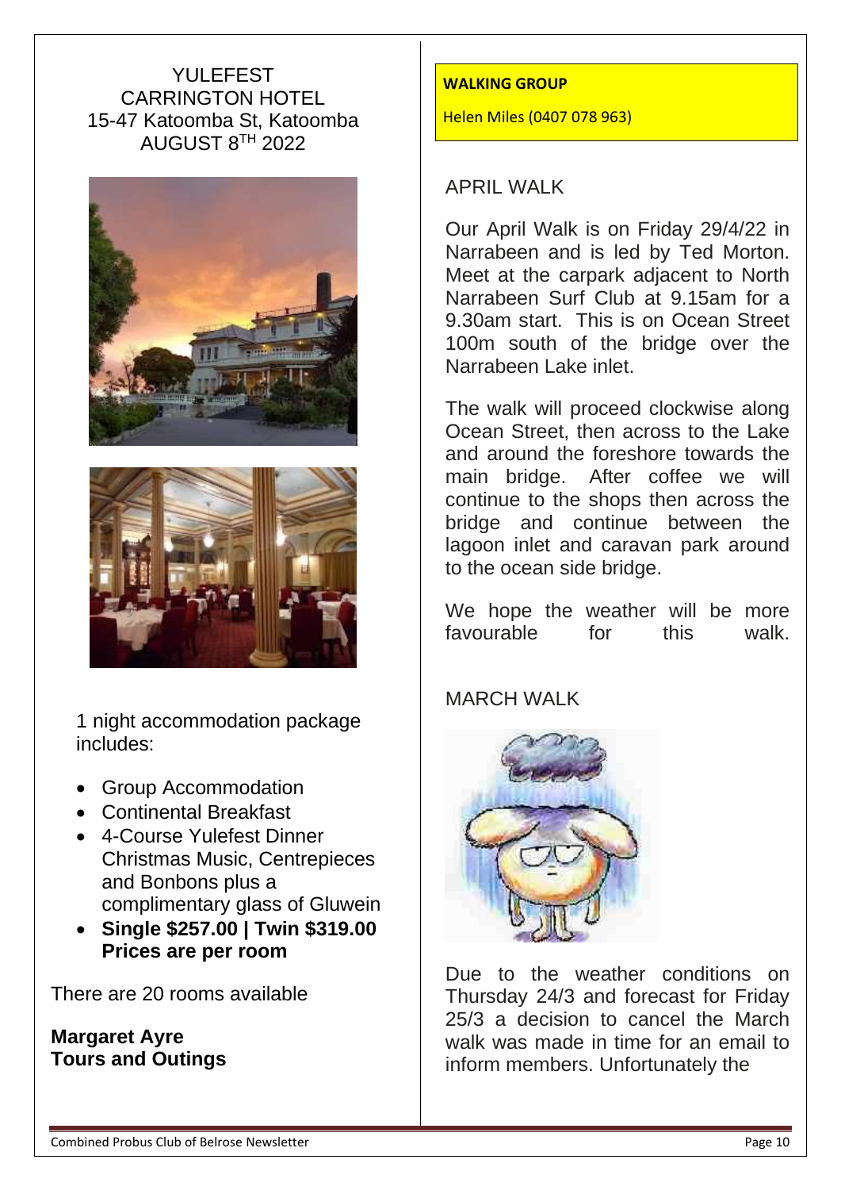YULEFEST
CARRINGTON HOTEL
15-47 Katoomba St, Katoomba
AUGUST 8$^{TH}$ 2022

1 night accommodation package includes:

- Group Accommodation
- Continental Breakfast
- 4-Course Yulefest Dinner Christmas Music, Centrepieces and Bonbons plus a complimentary glass of Gluwein
- **Single $257.00 | Twin $319.00 Prices are per room**

There are 20 rooms available

**Margaret Ayre**
**Tours and Outings**

**WALKING GROUP**

Helen Miles (0407 078 963)

## APRIL WALK

Our April Walk is on Friday 29/4/22 in Narrabeen and is led by Ted Morton. Meet at the carpark adjacent to North Narrabeen Surf Club at 9.15am for a 9.30am start. This is on Ocean Street 100m south of the bridge over the Narrabeen Lake inlet.

The walk will proceed clockwise along Ocean Street, then across to the Lake and around the foreshore towards the main bridge. After coffee we will continue to the shops then across the bridge and continue between the lagoon inlet and caravan park around to the ocean side bridge.

We hope the weather will be more favourable for this walk.

## MARCH WALK

Due to the weather conditions on Thursday 24/3 and forecast for Friday 25/3 a decision to cancel the March walk was made in time for an email to inform members. Unfortunately the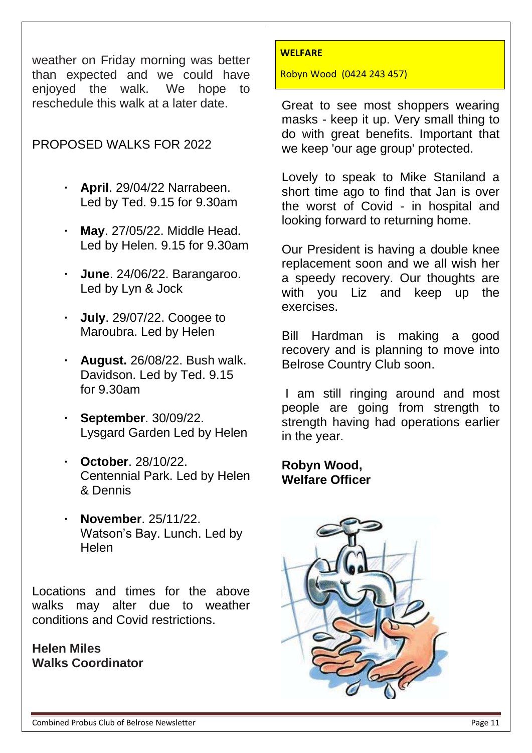weather on Friday morning was better than expected and we could have enjoyed the walk. We hope to reschedule this walk at a later date.

PROPOSED WALKS FOR 2022

- **April**. 29/04/22 Narrabeen. Led by Ted. 9.15 for 9.30am
- **May**. 27/05/22. Middle Head. Led by Helen. 9.15 for 9.30am
- **June**. 24/06/22. Barangaroo. Led by Lyn & Jock
- **July**. 29/07/22. Coogee to Maroubra. Led by Helen
- **August.** 26/08/22. Bush walk. Davidson. Led by Ted. 9.15 for 9.30am
- **September**. 30/09/22. Lysgard Garden Led by Helen
- **October**. 28/10/22. Centennial Park. Led by Helen & Dennis
- **November**. 25/11/22. Watson's Bay. Lunch. Led by Helen

Locations and times for the above walks may alter due to weather conditions and Covid restrictions.

**Helen Miles**
**Walks Coordinator**

## WELFARE

Robyn Wood (0424 243 457)

Great to see most shoppers wearing masks - keep it up. Very small thing to do with great benefits. Important that we keep 'our age group' protected.

Lovely to speak to Mike Staniland a short time ago to find that Jan is over the worst of Covid - in hospital and looking forward to returning home.

Our President is having a double knee replacement soon and we all wish her a speedy recovery. Our thoughts are with you Liz and keep up the exercises.

Bill Hardman is making a good recovery and is planning to move into Belrose Country Club soon.

I am still ringing around and most people are going from strength to strength having had operations earlier in the year.

**Robyn Wood,**
**Welfare Officer**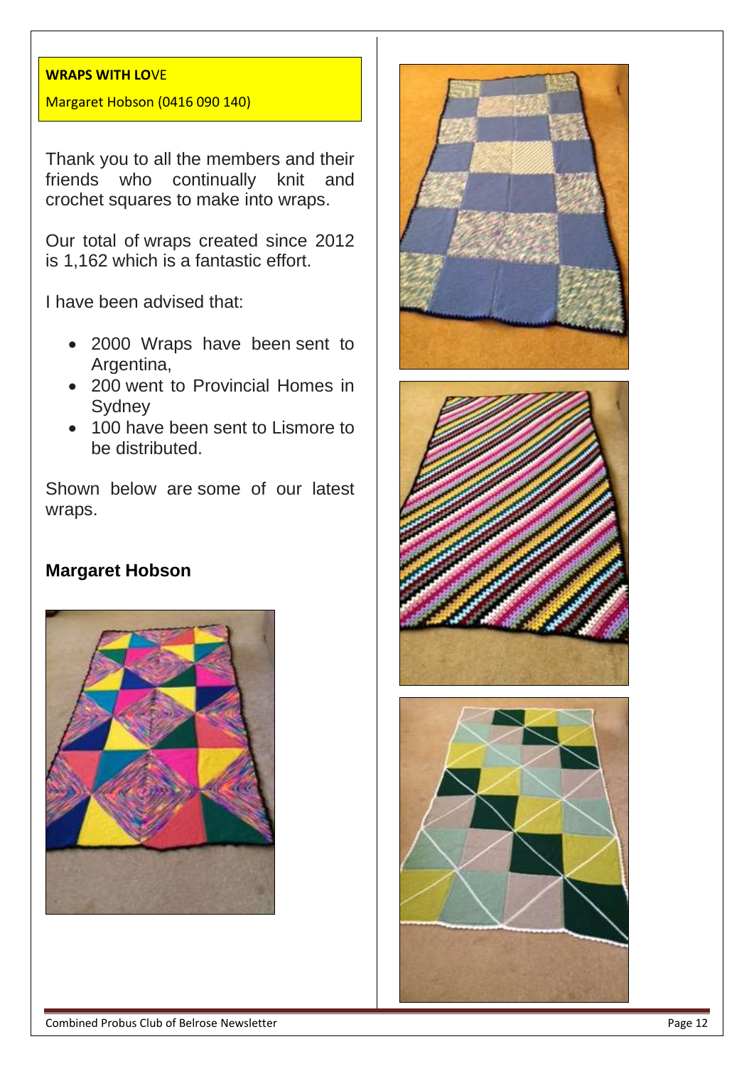**WRAPS WITH LOVE**

Margaret Hobson (0416 090 140)

Thank you to all the members and their friends who continually knit and crochet squares to make into wraps.

Our total of wraps created since 2012 is 1,162 which is a fantastic effort.

I have been advised that:

- 2000 Wraps have been sent to Argentina,
- 200 went to Provincial Homes in Sydney
- 100 have been sent to Lismore to be distributed.

Shown below are some of our latest wraps.

**Margaret Hobson**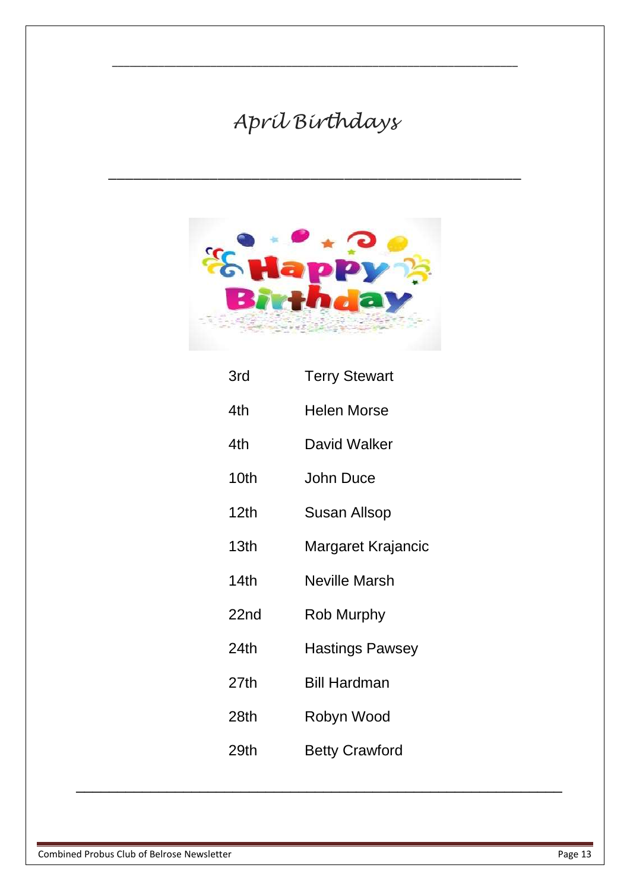# *April Birthdays*

| | |
|---|---|
| 3rd | Terry Stewart |
| 4th | Helen Morse |
| 4th | David Walker |
| 10th | John Duce |
| 12th | Susan Allsop |
| 13th | Margaret Krajancic |
| 14th | Neville Marsh |
| 22nd | Rob Murphy |
| 24th | Hastings Pawsey |
| 27th | Bill Hardman |
| 28th | Robyn Wood |
| 29th | Betty Crawford |